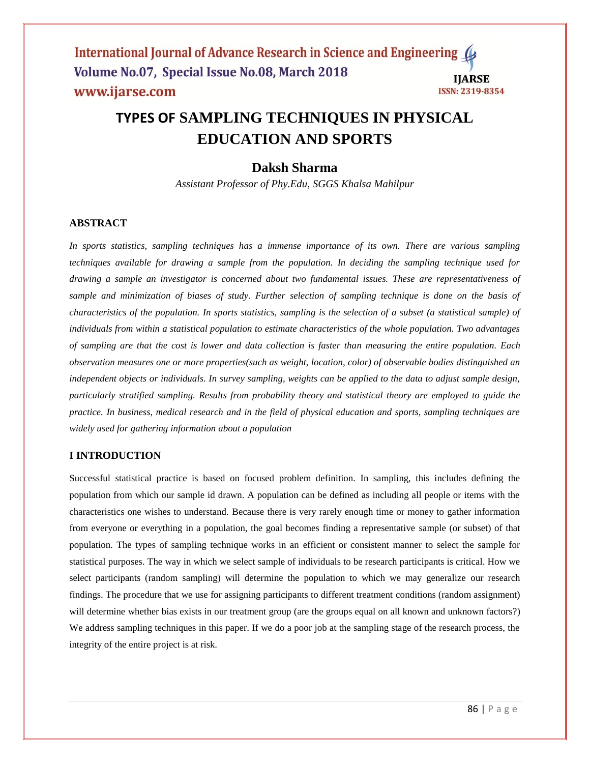# TYPES OF SAMPLING TECHNIQUES IN PHYSICAL EDUCATION AND SPORTS

**Daksh Sharma**

*Assistant Professor of Phy.Edu, SGGS Khalsa Mahilpur*

## ABSTRACT

*In sports statistics, sampling techniques has a immense importance of its own. There are various sampling techniques available for drawing a sample from the population. In deciding the sampling technique used for drawing a sample an investigator is concerned about two fundamental issues. These are representativeness of sample and minimization of biases of study. Further selection of sampling technique is done on the basis of characteristics of the population. In sports statistics, sampling is the selection of a subset (a statistical sample) of individuals from within a statistical population to estimate characteristics of the whole population. Two advantages of sampling are that the cost is lower and data collection is faster than measuring the entire population. Each observation measures one or more properties(such as weight, location, color) of observable bodies distinguished an independent objects or individuals. In survey sampling, weights can be applied to the data to adjust sample design, particularly stratified sampling. Results from probability theory and statistical theory are employed to guide the practice. In business, medical research and in the field of physical education and sports, sampling techniques are widely used for gathering information about a population*

## I INTRODUCTION

Successful statistical practice is based on focused problem definition. In sampling, this includes defining the population from which our sample id drawn. A population can be defined as including all people or items with the characteristics one wishes to understand. Because there is very rarely enough time or money to gather information from everyone or everything in a population, the goal becomes finding a representative sample (or subset) of that population. The types of sampling technique works in an efficient or consistent manner to select the sample for statistical purposes. The way in which we select sample of individuals to be research participants is critical. How we select participants (random sampling) will determine the population to which we may generalize our research findings. The procedure that we use for assigning participants to different treatment conditions (random assignment) will determine whether bias exists in our treatment group (are the groups equal on all known and unknown factors?) We address sampling techniques in this paper. If we do a poor job at the sampling stage of the research process, the integrity of the entire project is at risk.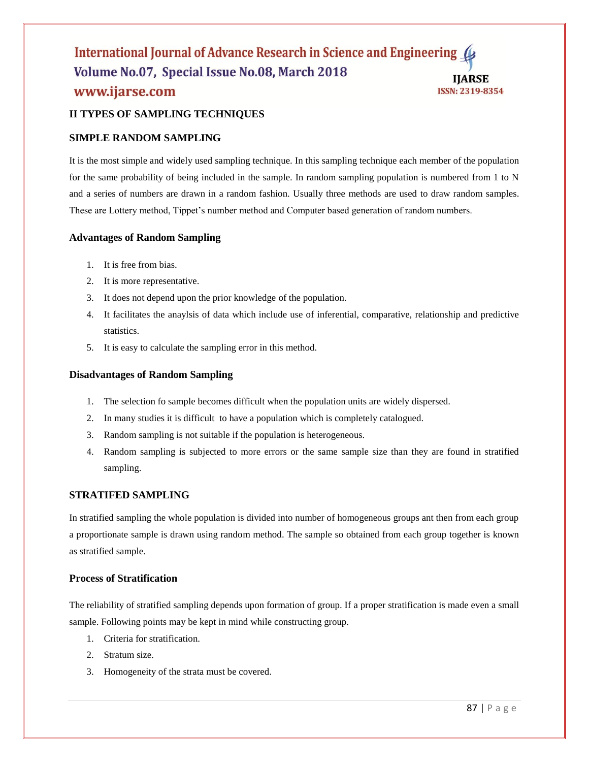## II TYPES OF SAMPLING TECHNIQUES

### SIMPLE RANDOM SAMPLING

It is the most simple and widely used sampling technique. In this sampling technique each member of the population for the same probability of being included in the sample. In random sampling population is numbered from 1 to N and a series of numbers are drawn in a random fashion. Usually three methods are used to draw random samples. These are Lottery method, Tippet's number method and Computer based generation of random numbers.

#### Advantages of Random Sampling

1. It is free from bias.
2. It is more representative.
3. It does not depend upon the prior knowledge of the population.
4. It facilitates the anaylsis of data which include use of inferential, comparative, relationship and predictive statistics.
5. It is easy to calculate the sampling error in this method.

#### Disadvantages of Random Sampling

1. The selection fo sample becomes difficult when the population units are widely dispersed.
2. In many studies it is difficult to have a population which is completely catalogued.
3. Random sampling is not suitable if the population is heterogeneous.
4. Random sampling is subjected to more errors or the same sample size than they are found in stratified sampling.

### STRATIFED SAMPLING

In stratified sampling the whole population is divided into number of homogeneous groups ant then from each group a proportionate sample is drawn using random method. The sample so obtained from each group together is known as stratified sample.

#### Process of Stratification

The reliability of stratified sampling depends upon formation of group. If a proper stratification is made even a small sample. Following points may be kept in mind while constructing group.

1. Criteria for stratification.
2. Stratum size.
3. Homogeneity of the strata must be covered.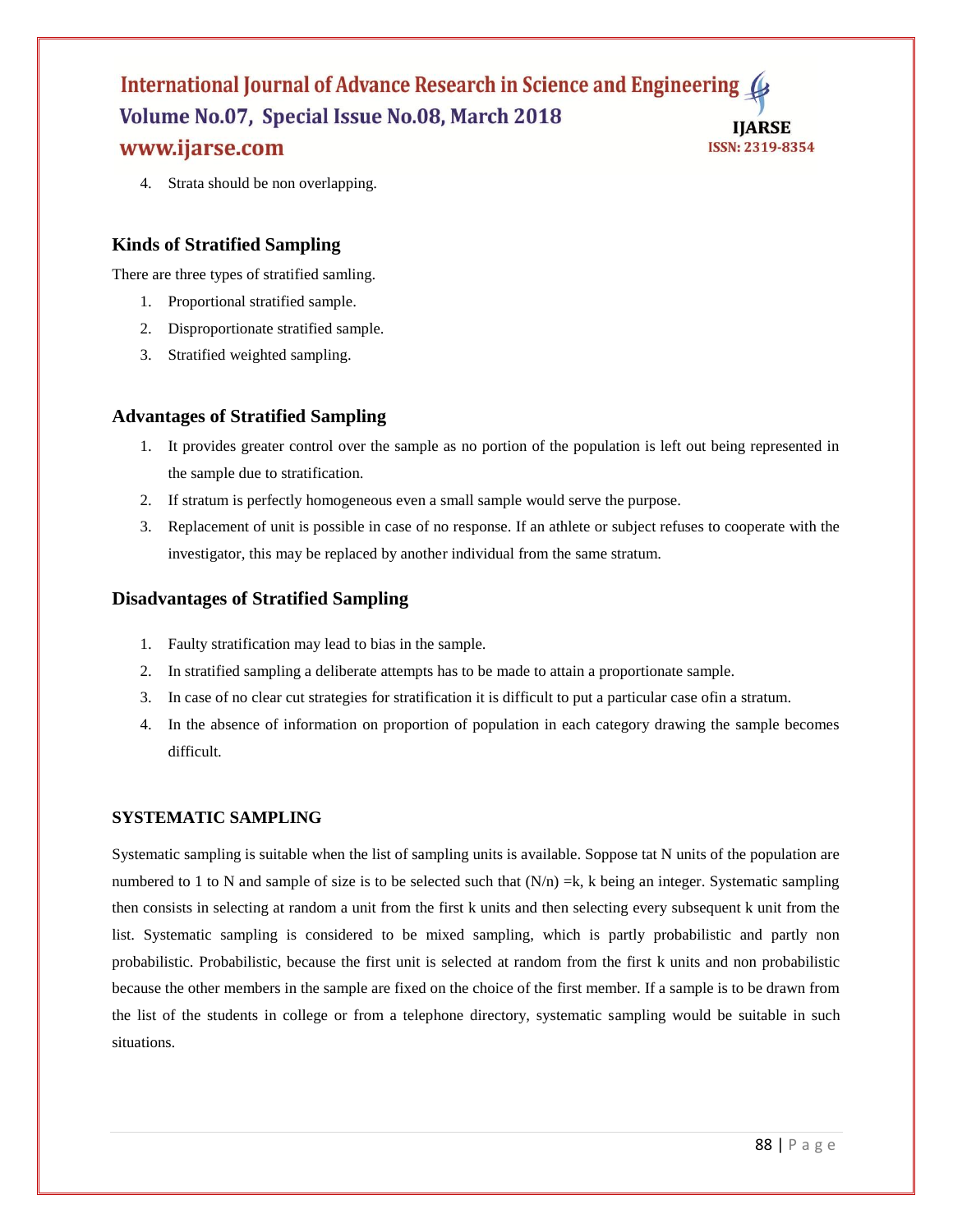4. Strata should be non overlapping.

### Kinds of Stratified Sampling

There are three types of stratified samling.

1. Proportional stratified sample.
2. Disproportionate stratified sample.
3. Stratified weighted sampling.

### Advantages of Stratified Sampling

1. It provides greater control over the sample as no portion of the population is left out being represented in the sample due to stratification.
2. If stratum is perfectly homogeneous even a small sample would serve the purpose.
3. Replacement of unit is possible in case of no response. If an athlete or subject refuses to cooperate with the investigator, this may be replaced by another individual from the same stratum.

### Disadvantages of Stratified Sampling

1. Faulty stratification may lead to bias in the sample.
2. In stratified sampling a deliberate attempts has to be made to attain a proportionate sample.
3. In case of no clear cut strategies for stratification it is difficult to put a particular case ofin a stratum.
4. In the absence of information on proportion of population in each category drawing the sample becomes difficult.

### SYSTEMATIC SAMPLING

Systematic sampling is suitable when the list of sampling units is available. Soppose tat N units of the population are numbered to 1 to N and sample of size is to be selected such that $(N/n) = k$, k being an integer. Systematic sampling then consists in selecting at random a unit from the first k units and then selecting every subsequent k unit from the list. Systematic sampling is considered to be mixed sampling, which is partly probabilistic and partly non probabilistic. Probabilistic, because the first unit is selected at random from the first k units and non probabilistic because the other members in the sample are fixed on the choice of the first member. If a sample is to be drawn from the list of the students in college or from a telephone directory, systematic sampling would be suitable in such situations.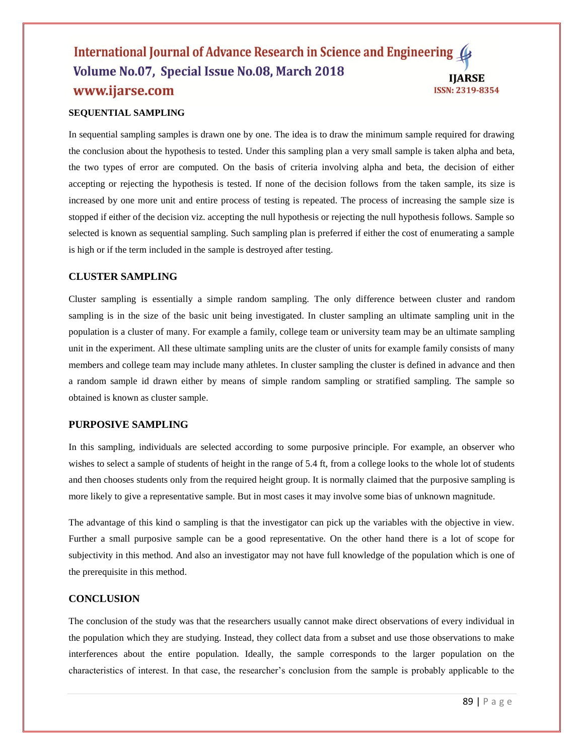**SEQUENTIAL SAMPLING**

In sequential sampling samples is drawn one by one. The idea is to draw the minimum sample required for drawing the conclusion about the hypothesis to tested. Under this sampling plan a very small sample is taken alpha and beta, the two types of error are computed. On the basis of criteria involving alpha and beta, the decision of either accepting or rejecting the hypothesis is tested. If none of the decision follows from the taken sample, its size is increased by one more unit and entire process of testing is repeated. The process of increasing the sample size is stopped if either of the decision viz. accepting the null hypothesis or rejecting the null hypothesis follows. Sample so selected is known as sequential sampling. Such sampling plan is preferred if either the cost of enumerating a sample is high or if the term included in the sample is destroyed after testing.

## CLUSTER SAMPLING

Cluster sampling is essentially a simple random sampling. The only difference between cluster and random sampling is in the size of the basic unit being investigated. In cluster sampling an ultimate sampling unit in the population is a cluster of many. For example a family, college team or university team may be an ultimate sampling unit in the experiment. All these ultimate sampling units are the cluster of units for example family consists of many members and college team may include many athletes. In cluster sampling the cluster is defined in advance and then a random sample id drawn either by means of simple random sampling or stratified sampling. The sample so obtained is known as cluster sample.

## PURPOSIVE SAMPLING

In this sampling, individuals are selected according to some purposive principle. For example, an observer who wishes to select a sample of students of height in the range of 5.4 ft, from a college looks to the whole lot of students and then chooses students only from the required height group. It is normally claimed that the purposive sampling is more likely to give a representative sample. But in most cases it may involve some bias of unknown magnitude.

The advantage of this kind o sampling is that the investigator can pick up the variables with the objective in view. Further a small purposive sample can be a good representative. On the other hand there is a lot of scope for subjectivity in this method. And also an investigator may not have full knowledge of the population which is one of the prerequisite in this method.

## CONCLUSION

The conclusion of the study was that the researchers usually cannot make direct observations of every individual in the population which they are studying. Instead, they collect data from a subset and use those observations to make interferences about the entire population. Ideally, the sample corresponds to the larger population on the characteristics of interest. In that case, the researcher's conclusion from the sample is probably applicable to the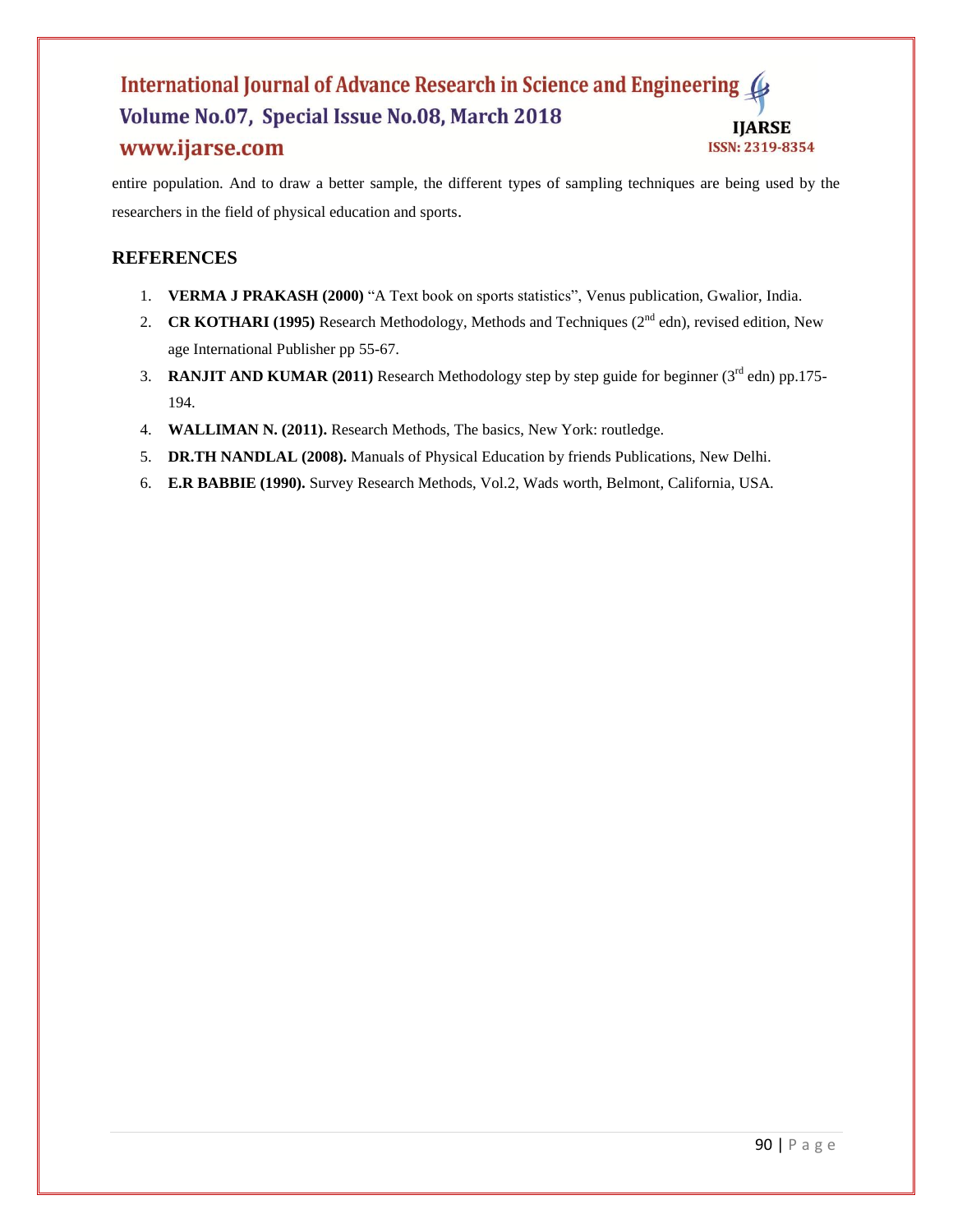entire population. And to draw a better sample, the different types of sampling techniques are being used by the researchers in the field of physical education and sports.

## REFERENCES

1. **VERMA J PRAKASH (2000)** "A Text book on sports statistics", Venus publication, Gwalior, India.
2. **CR KOTHARI (1995)** Research Methodology, Methods and Techniques ($2^{nd}$ edn), revised edition, New age International Publisher pp 55-67.
3. **RANJIT AND KUMAR (2011)** Research Methodology step by step guide for beginner ($3^{rd}$ edn) pp.175-194.
4. **WALLIMAN N. (2011).** Research Methods, The basics, New York: routledge.
5. **DR.TH NANDLAL (2008).** Manuals of Physical Education by friends Publications, New Delhi.
6. **E.R BABBIE (1990).** Survey Research Methods, Vol.2, Wads worth, Belmont, California, USA.